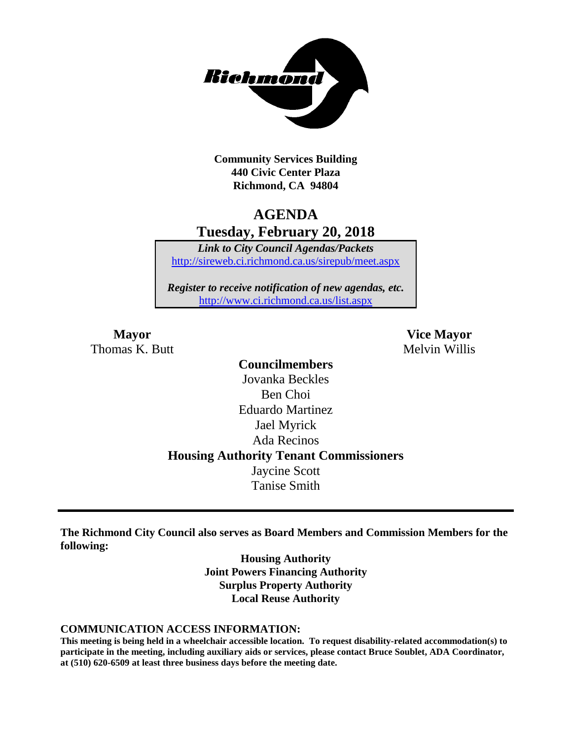**Community Services Building**
**440 Civic Center Plaza**
**Richmond, CA 94804**

# AGENDA
## Tuesday, February 20, 2018

***Link to City Council Agendas/Packets***
http://sireweb.ci.richmond.ca.us/sirepub/meet.aspx

***Register to receive notification of new agendas, etc.***
http://www.ci.richmond.ca.us/list.aspx

**Mayor**
Thomas K. Butt

**Vice Mayor**
Melvin Willis

**Councilmembers**
Jovanka Beckles
Ben Choi
Eduardo Martinez
Jael Myrick
Ada Recinos

**Housing Authority Tenant Commissioners**
Jaycine Scott
Tanise Smith

---

**The Richmond City Council also serves as Board Members and Commission Members for the following:**

**Housing Authority**
**Joint Powers Financing Authority**
**Surplus Property Authority**
**Local Reuse Authority**

**COMMUNICATION ACCESS INFORMATION:**

**This meeting is being held in a wheelchair accessible location. To request disability-related accommodation(s) to participate in the meeting, including auxiliary aids or services, please contact Bruce Soublet, ADA Coordinator, at (510) 620-6509 at least three business days before the meeting date.**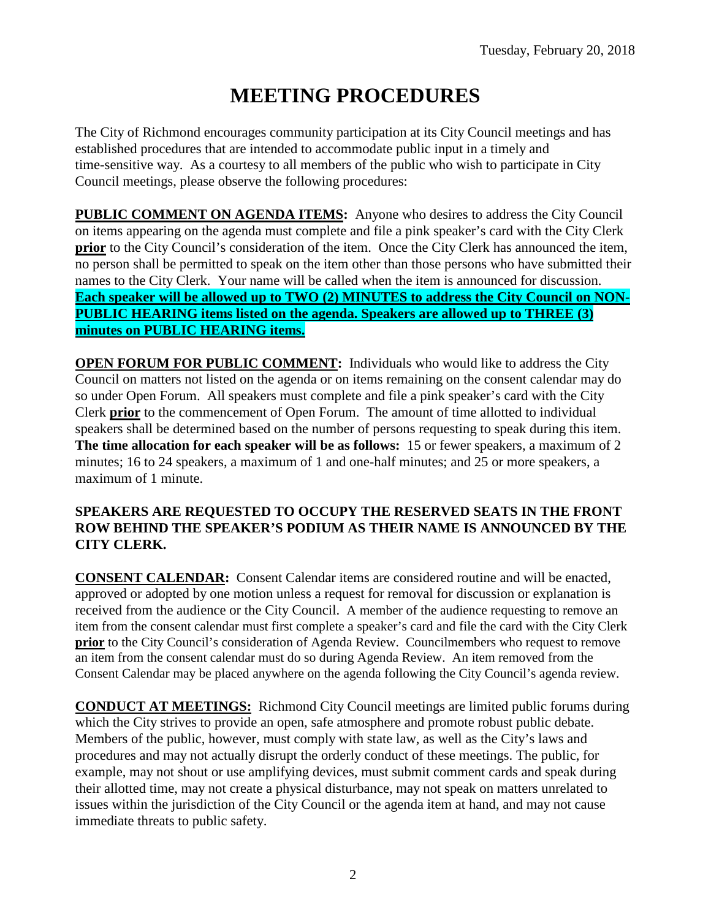Tuesday, February 20, 2018

# MEETING PROCEDURES

The City of Richmond encourages community participation at its City Council meetings and has established procedures that are intended to accommodate public input in a timely and time-sensitive way. As a courtesy to all members of the public who wish to participate in City Council meetings, please observe the following procedures:

**PUBLIC COMMENT ON AGENDA ITEMS:** Anyone who desires to address the City Council on items appearing on the agenda must complete and file a pink speaker's card with the City Clerk **prior** to the City Council's consideration of the item. Once the City Clerk has announced the item, no person shall be permitted to speak on the item other than those persons who have submitted their names to the City Clerk. Your name will be called when the item is announced for discussion. **Each speaker will be allowed up to TWO (2) MINUTES to address the City Council on NON-PUBLIC HEARING items listed on the agenda. Speakers are allowed up to THREE (3) minutes on PUBLIC HEARING items.**

**OPEN FORUM FOR PUBLIC COMMENT:** Individuals who would like to address the City Council on matters not listed on the agenda or on items remaining on the consent calendar may do so under Open Forum. All speakers must complete and file a pink speaker's card with the City Clerk **prior** to the commencement of Open Forum. The amount of time allotted to individual speakers shall be determined based on the number of persons requesting to speak during this item. **The time allocation for each speaker will be as follows:** 15 or fewer speakers, a maximum of 2 minutes; 16 to 24 speakers, a maximum of 1 and one-half minutes; and 25 or more speakers, a maximum of 1 minute.

**SPEAKERS ARE REQUESTED TO OCCUPY THE RESERVED SEATS IN THE FRONT ROW BEHIND THE SPEAKER'S PODIUM AS THEIR NAME IS ANNOUNCED BY THE CITY CLERK.**

**CONSENT CALENDAR:** Consent Calendar items are considered routine and will be enacted, approved or adopted by one motion unless a request for removal for discussion or explanation is received from the audience or the City Council. A member of the audience requesting to remove an item from the consent calendar must first complete a speaker's card and file the card with the City Clerk **prior** to the City Council's consideration of Agenda Review. Councilmembers who request to remove an item from the consent calendar must do so during Agenda Review. An item removed from the Consent Calendar may be placed anywhere on the agenda following the City Council's agenda review.

**CONDUCT AT MEETINGS:** Richmond City Council meetings are limited public forums during which the City strives to provide an open, safe atmosphere and promote robust public debate. Members of the public, however, must comply with state law, as well as the City's laws and procedures and may not actually disrupt the orderly conduct of these meetings. The public, for example, may not shout or use amplifying devices, must submit comment cards and speak during their allotted time, may not create a physical disturbance, may not speak on matters unrelated to issues within the jurisdiction of the City Council or the agenda item at hand, and may not cause immediate threats to public safety.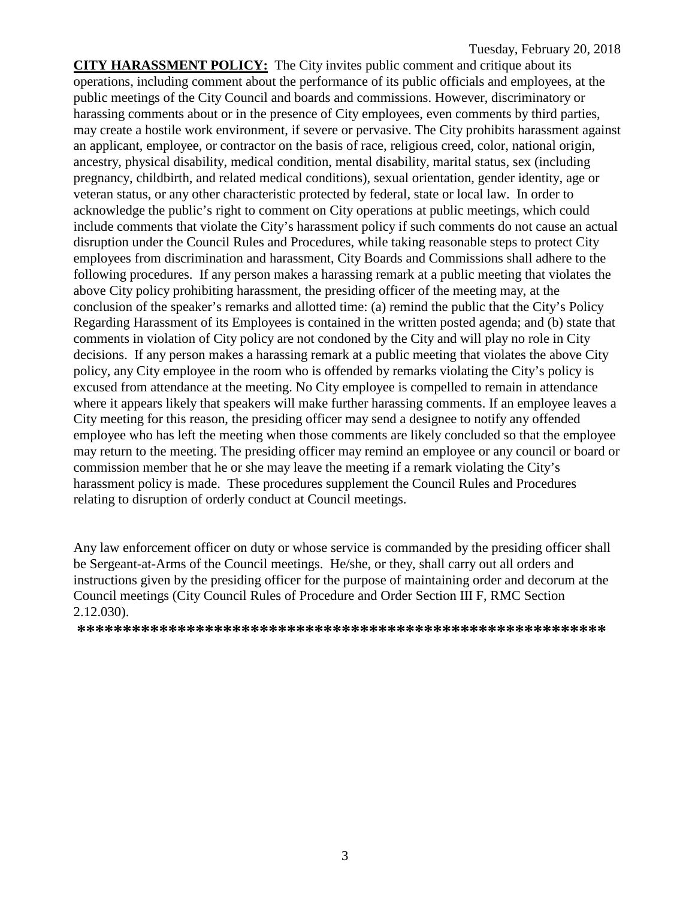**CITY HARASSMENT POLICY:** The City invites public comment and critique about its operations, including comment about the performance of its public officials and employees, at the public meetings of the City Council and boards and commissions. However, discriminatory or harassing comments about or in the presence of City employees, even comments by third parties, may create a hostile work environment, if severe or pervasive. The City prohibits harassment against an applicant, employee, or contractor on the basis of race, religious creed, color, national origin, ancestry, physical disability, medical condition, mental disability, marital status, sex (including pregnancy, childbirth, and related medical conditions), sexual orientation, gender identity, age or veteran status, or any other characteristic protected by federal, state or local law. In order to acknowledge the public's right to comment on City operations at public meetings, which could include comments that violate the City's harassment policy if such comments do not cause an actual disruption under the Council Rules and Procedures, while taking reasonable steps to protect City employees from discrimination and harassment, City Boards and Commissions shall adhere to the following procedures. If any person makes a harassing remark at a public meeting that violates the above City policy prohibiting harassment, the presiding officer of the meeting may, at the conclusion of the speaker's remarks and allotted time: (a) remind the public that the City's Policy Regarding Harassment of its Employees is contained in the written posted agenda; and (b) state that comments in violation of City policy are not condoned by the City and will play no role in City decisions. If any person makes a harassing remark at a public meeting that violates the above City policy, any City employee in the room who is offended by remarks violating the City's policy is excused from attendance at the meeting. No City employee is compelled to remain in attendance where it appears likely that speakers will make further harassing comments. If an employee leaves a City meeting for this reason, the presiding officer may send a designee to notify any offended employee who has left the meeting when those comments are likely concluded so that the employee may return to the meeting. The presiding officer may remind an employee or any council or board or commission member that he or she may leave the meeting if a remark violating the City's harassment policy is made. These procedures supplement the Council Rules and Procedures relating to disruption of orderly conduct at Council meetings.

Any law enforcement officer on duty or whose service is commanded by the presiding officer shall be Sergeant-at-Arms of the Council meetings. He/she, or they, shall carry out all orders and instructions given by the presiding officer for the purpose of maintaining order and decorum at the Council meetings (City Council Rules of Procedure and Order Section III F, RMC Section 2.12.030).

**\*\*\*\*\*\*\*\*\*\*\*\*\*\*\*\*\*\*\*\*\*\*\*\*\*\*\*\*\*\*\*\*\*\*\*\*\*\*\*\*\*\*\*\*\*\*\*\*\*\*\*\*\*\*\*\*\*\*\*\***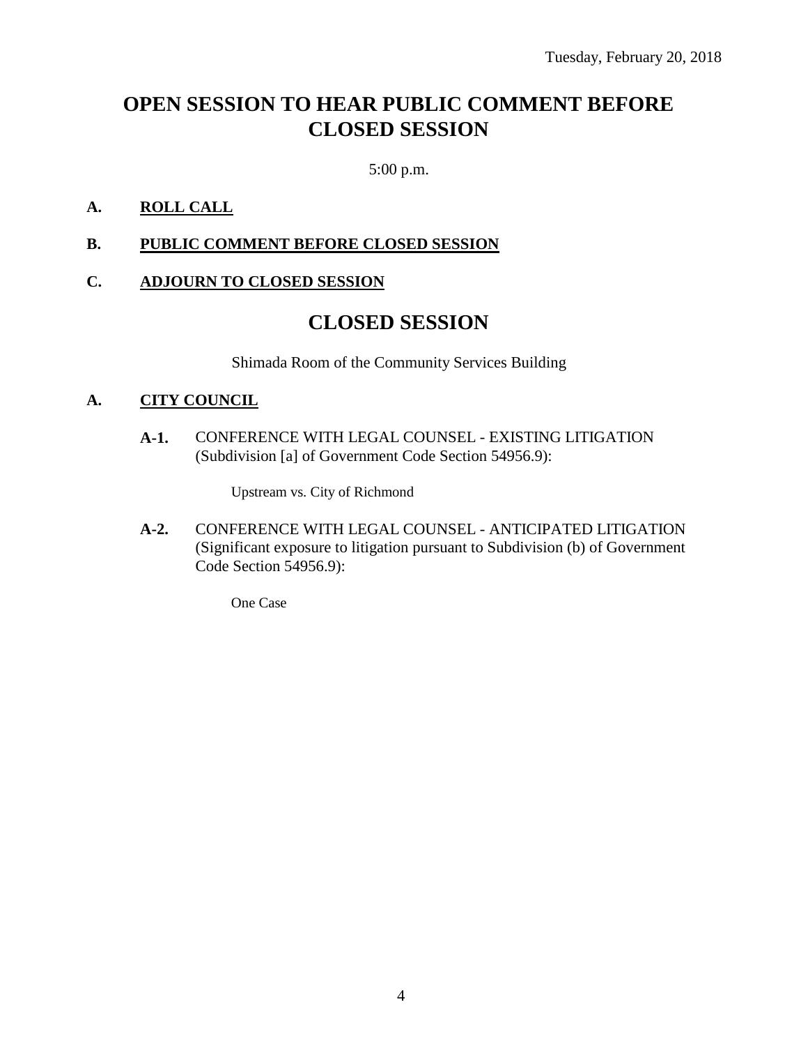Tuesday, February 20, 2018

# OPEN SESSION TO HEAR PUBLIC COMMENT BEFORE CLOSED SESSION

5:00 p.m.

**A. ROLL CALL**

**B. PUBLIC COMMENT BEFORE CLOSED SESSION**

**C. ADJOURN TO CLOSED SESSION**

# CLOSED SESSION

Shimada Room of the Community Services Building

**A. CITY COUNCIL**

**A-1.** CONFERENCE WITH LEGAL COUNSEL - EXISTING LITIGATION (Subdivision [a] of Government Code Section 54956.9):

Upstream vs. City of Richmond

**A-2.** CONFERENCE WITH LEGAL COUNSEL - ANTICIPATED LITIGATION (Significant exposure to litigation pursuant to Subdivision (b) of Government Code Section 54956.9):

One Case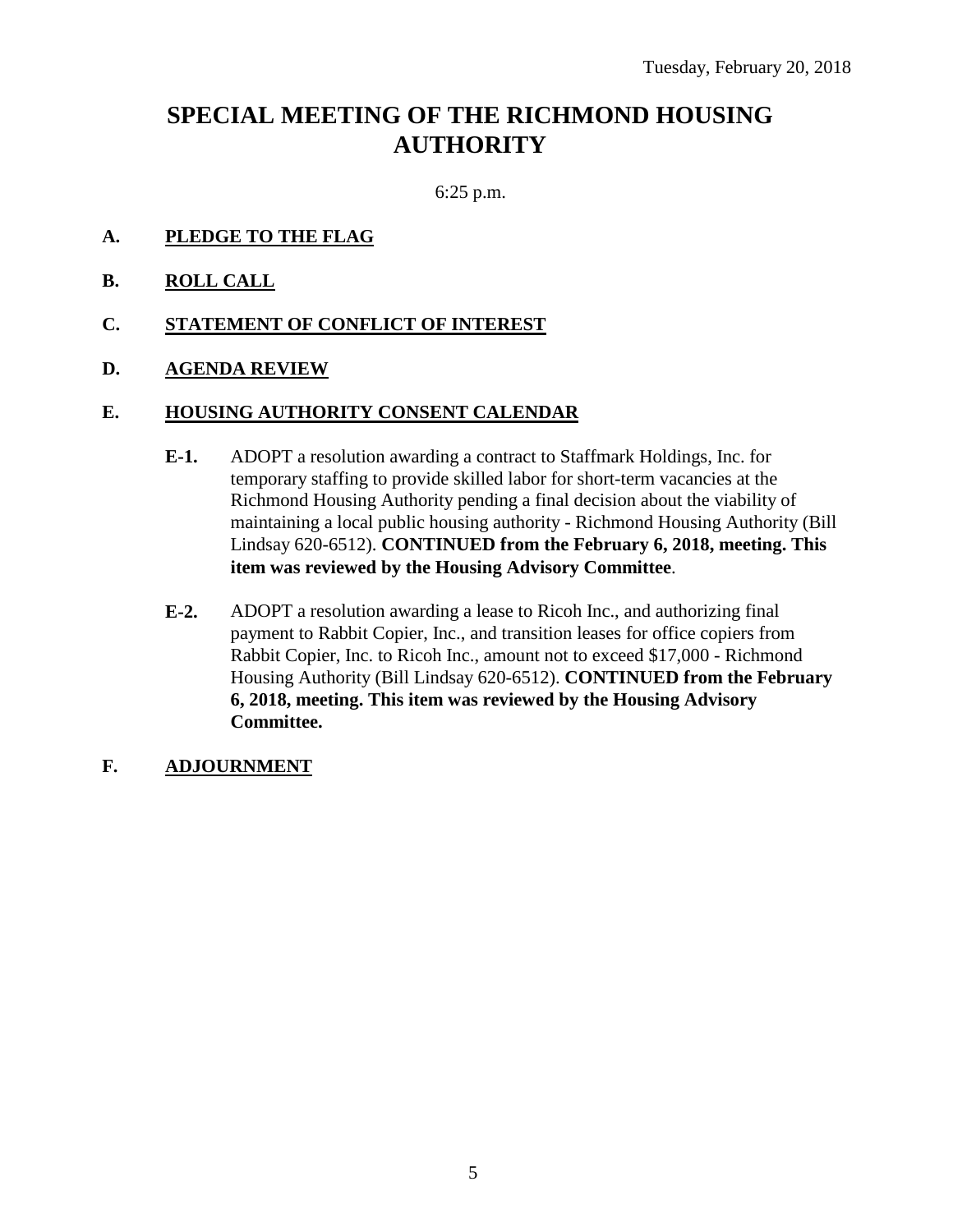Tuesday, February 20, 2018

# SPECIAL MEETING OF THE RICHMOND HOUSING AUTHORITY

6:25 p.m.

**A. PLEDGE TO THE FLAG**

**B. ROLL CALL**

**C. STATEMENT OF CONFLICT OF INTEREST**

**D. AGENDA REVIEW**

**E. HOUSING AUTHORITY CONSENT CALENDAR**

**E-1.** ADOPT a resolution awarding a contract to Staffmark Holdings, Inc. for temporary staffing to provide skilled labor for short-term vacancies at the Richmond Housing Authority pending a final decision about the viability of maintaining a local public housing authority - Richmond Housing Authority (Bill Lindsay 620-6512). **CONTINUED from the February 6, 2018, meeting. This item was reviewed by the Housing Advisory Committee**.

**E-2.** ADOPT a resolution awarding a lease to Ricoh Inc., and authorizing final payment to Rabbit Copier, Inc., and transition leases for office copiers from Rabbit Copier, Inc. to Ricoh Inc., amount not to exceed $17,000 - Richmond Housing Authority (Bill Lindsay 620-6512). **CONTINUED from the February 6, 2018, meeting. This item was reviewed by the Housing Advisory Committee.**

**F. ADJOURNMENT**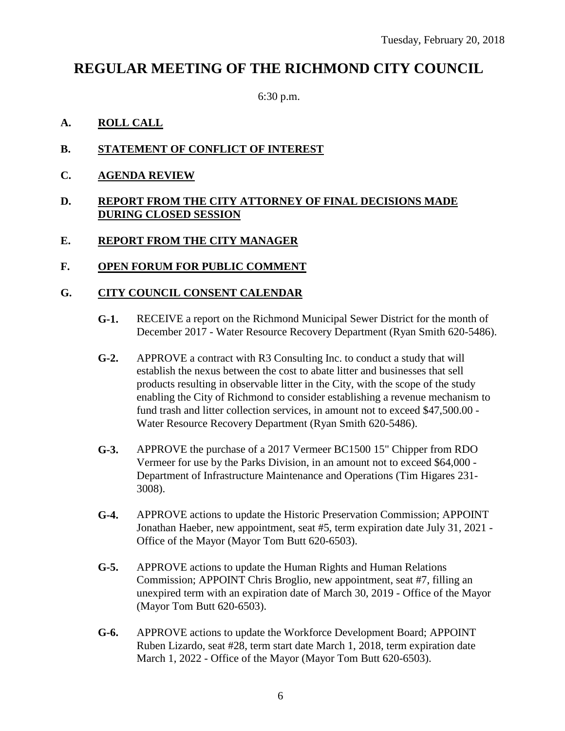Tuesday, February 20, 2018

# REGULAR MEETING OF THE RICHMOND CITY COUNCIL

6:30 p.m.

**A. ROLL CALL**

**B. STATEMENT OF CONFLICT OF INTEREST**

**C. AGENDA REVIEW**

**D. REPORT FROM THE CITY ATTORNEY OF FINAL DECISIONS MADE DURING CLOSED SESSION**

**E. REPORT FROM THE CITY MANAGER**

**F. OPEN FORUM FOR PUBLIC COMMENT**

**G. CITY COUNCIL CONSENT CALENDAR**

**G-1.** RECEIVE a report on the Richmond Municipal Sewer District for the month of December 2017 - Water Resource Recovery Department (Ryan Smith 620-5486).

**G-2.** APPROVE a contract with R3 Consulting Inc. to conduct a study that will establish the nexus between the cost to abate litter and businesses that sell products resulting in observable litter in the City, with the scope of the study enabling the City of Richmond to consider establishing a revenue mechanism to fund trash and litter collection services, in amount not to exceed $47,500.00 - Water Resource Recovery Department (Ryan Smith 620-5486).

**G-3.** APPROVE the purchase of a 2017 Vermeer BC1500 15" Chipper from RDO Vermeer for use by the Parks Division, in an amount not to exceed $64,000 - Department of Infrastructure Maintenance and Operations (Tim Higares 231-3008).

**G-4.** APPROVE actions to update the Historic Preservation Commission; APPOINT Jonathan Haeber, new appointment, seat #5, term expiration date July 31, 2021 - Office of the Mayor (Mayor Tom Butt 620-6503).

**G-5.** APPROVE actions to update the Human Rights and Human Relations Commission; APPOINT Chris Broglio, new appointment, seat #7, filling an unexpired term with an expiration date of March 30, 2019 - Office of the Mayor (Mayor Tom Butt 620-6503).

**G-6.** APPROVE actions to update the Workforce Development Board; APPOINT Ruben Lizardo, seat #28, term start date March 1, 2018, term expiration date March 1, 2022 - Office of the Mayor (Mayor Tom Butt 620-6503).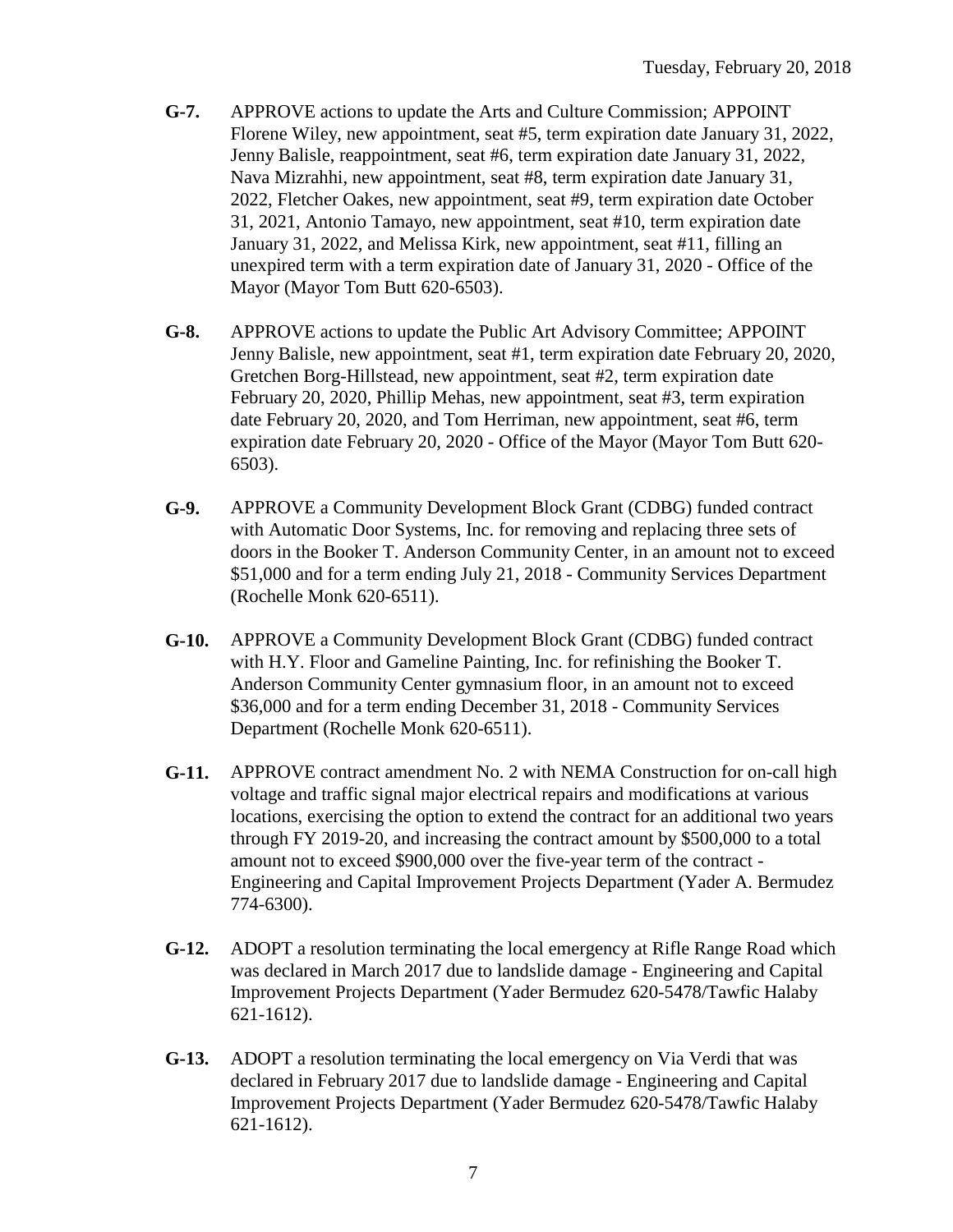**G-7.** APPROVE actions to update the Arts and Culture Commission; APPOINT Florene Wiley, new appointment, seat #5, term expiration date January 31, 2022, Jenny Balisle, reappointment, seat #6, term expiration date January 31, 2022, Nava Mizrahhi, new appointment, seat #8, term expiration date January 31, 2022, Fletcher Oakes, new appointment, seat #9, term expiration date October 31, 2021, Antonio Tamayo, new appointment, seat #10, term expiration date January 31, 2022, and Melissa Kirk, new appointment, seat #11, filling an unexpired term with a term expiration date of January 31, 2020 - Office of the Mayor (Mayor Tom Butt 620-6503).

**G-8.** APPROVE actions to update the Public Art Advisory Committee; APPOINT Jenny Balisle, new appointment, seat #1, term expiration date February 20, 2020, Gretchen Borg-Hillstead, new appointment, seat #2, term expiration date February 20, 2020, Phillip Mehas, new appointment, seat #3, term expiration date February 20, 2020, and Tom Herriman, new appointment, seat #6, term expiration date February 20, 2020 - Office of the Mayor (Mayor Tom Butt 620-6503).

**G-9.** APPROVE a Community Development Block Grant (CDBG) funded contract with Automatic Door Systems, Inc. for removing and replacing three sets of doors in the Booker T. Anderson Community Center, in an amount not to exceed $51,000 and for a term ending July 21, 2018 - Community Services Department (Rochelle Monk 620-6511).

**G-10.** APPROVE a Community Development Block Grant (CDBG) funded contract with H.Y. Floor and Gameline Painting, Inc. for refinishing the Booker T. Anderson Community Center gymnasium floor, in an amount not to exceed $36,000 and for a term ending December 31, 2018 - Community Services Department (Rochelle Monk 620-6511).

**G-11.** APPROVE contract amendment No. 2 with NEMA Construction for on-call high voltage and traffic signal major electrical repairs and modifications at various locations, exercising the option to extend the contract for an additional two years through FY 2019-20, and increasing the contract amount by $500,000 to a total amount not to exceed $900,000 over the five-year term of the contract - Engineering and Capital Improvement Projects Department (Yader A. Bermudez 774-6300).

**G-12.** ADOPT a resolution terminating the local emergency at Rifle Range Road which was declared in March 2017 due to landslide damage - Engineering and Capital Improvement Projects Department (Yader Bermudez 620-5478/Tawfic Halaby 621-1612).

**G-13.** ADOPT a resolution terminating the local emergency on Via Verdi that was declared in February 2017 due to landslide damage - Engineering and Capital Improvement Projects Department (Yader Bermudez 620-5478/Tawfic Halaby 621-1612).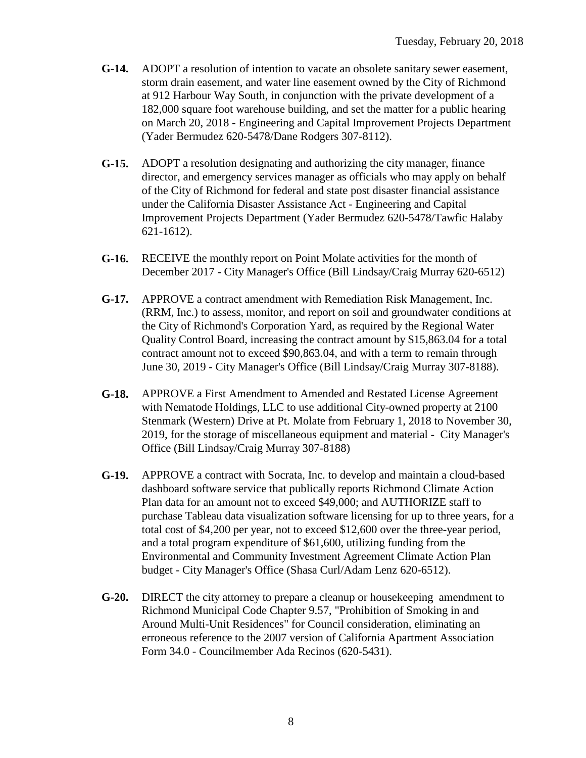**G-14.** ADOPT a resolution of intention to vacate an obsolete sanitary sewer easement, storm drain easement, and water line easement owned by the City of Richmond at 912 Harbour Way South, in conjunction with the private development of a 182,000 square foot warehouse building, and set the matter for a public hearing on March 20, 2018 - Engineering and Capital Improvement Projects Department (Yader Bermudez 620-5478/Dane Rodgers 307-8112).

**G-15.** ADOPT a resolution designating and authorizing the city manager, finance director, and emergency services manager as officials who may apply on behalf of the City of Richmond for federal and state post disaster financial assistance under the California Disaster Assistance Act - Engineering and Capital Improvement Projects Department (Yader Bermudez 620-5478/Tawfic Halaby 621-1612).

**G-16.** RECEIVE the monthly report on Point Molate activities for the month of December 2017 - City Manager's Office (Bill Lindsay/Craig Murray 620-6512)

**G-17.** APPROVE a contract amendment with Remediation Risk Management, Inc. (RRM, Inc.) to assess, monitor, and report on soil and groundwater conditions at the City of Richmond's Corporation Yard, as required by the Regional Water Quality Control Board, increasing the contract amount by $15,863.04 for a total contract amount not to exceed $90,863.04, and with a term to remain through June 30, 2019 - City Manager's Office (Bill Lindsay/Craig Murray 307-8188).

**G-18.** APPROVE a First Amendment to Amended and Restated License Agreement with Nematode Holdings, LLC to use additional City-owned property at 2100 Stenmark (Western) Drive at Pt. Molate from February 1, 2018 to November 30, 2019, for the storage of miscellaneous equipment and material - City Manager's Office (Bill Lindsay/Craig Murray 307-8188)

**G-19.** APPROVE a contract with Socrata, Inc. to develop and maintain a cloud-based dashboard software service that publically reports Richmond Climate Action Plan data for an amount not to exceed $49,000; and AUTHORIZE staff to purchase Tableau data visualization software licensing for up to three years, for a total cost of $4,200 per year, not to exceed $12,600 over the three-year period, and a total program expenditure of $61,600, utilizing funding from the Environmental and Community Investment Agreement Climate Action Plan budget - City Manager's Office (Shasa Curl/Adam Lenz 620-6512).

**G-20.** DIRECT the city attorney to prepare a cleanup or housekeeping amendment to Richmond Municipal Code Chapter 9.57, "Prohibition of Smoking in and Around Multi-Unit Residences" for Council consideration, eliminating an erroneous reference to the 2007 version of California Apartment Association Form 34.0 - Councilmember Ada Recinos (620-5431).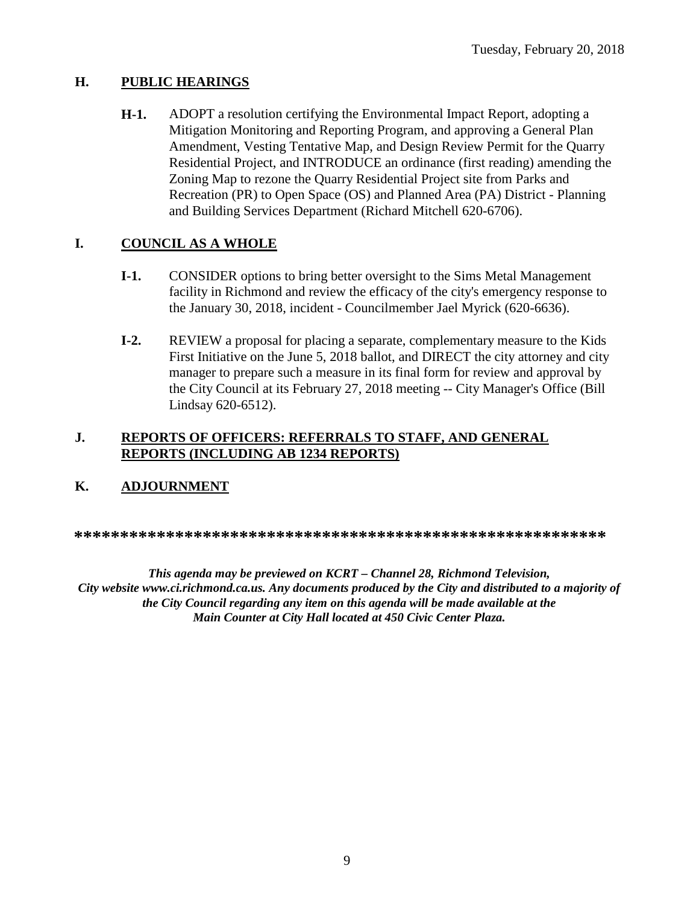## H. PUBLIC HEARINGS

**H-1.** ADOPT a resolution certifying the Environmental Impact Report, adopting a Mitigation Monitoring and Reporting Program, and approving a General Plan Amendment, Vesting Tentative Map, and Design Review Permit for the Quarry Residential Project, and INTRODUCE an ordinance (first reading) amending the Zoning Map to rezone the Quarry Residential Project site from Parks and Recreation (PR) to Open Space (OS) and Planned Area (PA) District - Planning and Building Services Department (Richard Mitchell 620-6706).

## I. COUNCIL AS A WHOLE

**I-1.** CONSIDER options to bring better oversight to the Sims Metal Management facility in Richmond and review the efficacy of the city's emergency response to the January 30, 2018, incident - Councilmember Jael Myrick (620-6636).

**I-2.** REVIEW a proposal for placing a separate, complementary measure to the Kids First Initiative on the June 5, 2018 ballot, and DIRECT the city attorney and city manager to prepare such a measure in its final form for review and approval by the City Council at its February 27, 2018 meeting -- City Manager's Office (Bill Lindsay 620-6512).

## J. REPORTS OF OFFICERS: REFERRALS TO STAFF, AND GENERAL REPORTS (INCLUDING AB 1234 REPORTS)

## K. ADJOURNMENT

**********************************************************

***This agenda may be previewed on KCRT – Channel 28, Richmond Television, City website www.ci.richmond.ca.us. Any documents produced by the City and distributed to a majority of the City Council regarding any item on this agenda will be made available at the Main Counter at City Hall located at 450 Civic Center Plaza.***